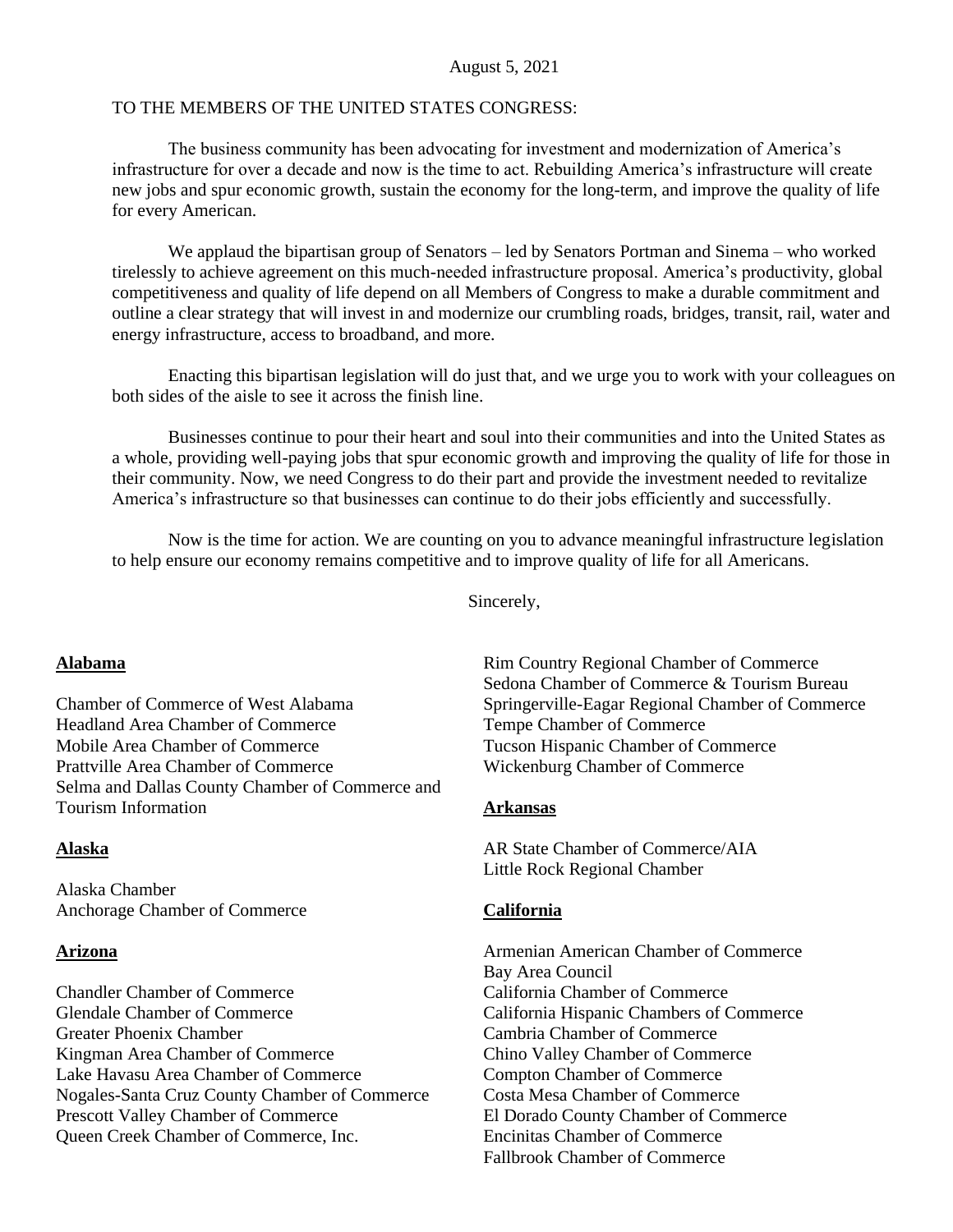August 5, 2021

TO THE MEMBERS OF THE UNITED STATES CONGRESS:

The business community has been advocating for investment and modernization of America's infrastructure for over a decade and now is the time to act. Rebuilding America's infrastructure will create new jobs and spur economic growth, sustain the economy for the long-term, and improve the quality of life for every American.

We applaud the bipartisan group of Senators – led by Senators Portman and Sinema – who worked tirelessly to achieve agreement on this much-needed infrastructure proposal. America's productivity, global competitiveness and quality of life depend on all Members of Congress to make a durable commitment and outline a clear strategy that will invest in and modernize our crumbling roads, bridges, transit, rail, water and energy infrastructure, access to broadband, and more.

Enacting this bipartisan legislation will do just that, and we urge you to work with your colleagues on both sides of the aisle to see it across the finish line.

Businesses continue to pour their heart and soul into their communities and into the United States as a whole, providing well-paying jobs that spur economic growth and improving the quality of life for those in their community. Now, we need Congress to do their part and provide the investment needed to revitalize America's infrastructure so that businesses can continue to do their jobs efficiently and successfully.

Now is the time for action. We are counting on you to advance meaningful infrastructure legislation to help ensure our economy remains competitive and to improve quality of life for all Americans.

Sincerely,

**Alabama**

Chamber of Commerce of West Alabama
Headland Area Chamber of Commerce
Mobile Area Chamber of Commerce
Prattville Area Chamber of Commerce
Selma and Dallas County Chamber of Commerce and Tourism Information

**Alaska**

Alaska Chamber
Anchorage Chamber of Commerce

**Arizona**

Chandler Chamber of Commerce
Glendale Chamber of Commerce
Greater Phoenix Chamber
Kingman Area Chamber of Commerce
Lake Havasu Area Chamber of Commerce
Nogales-Santa Cruz County Chamber of Commerce
Prescott Valley Chamber of Commerce
Queen Creek Chamber of Commerce, Inc.
Rim Country Regional Chamber of Commerce
Sedona Chamber of Commerce & Tourism Bureau
Springerville-Eagar Regional Chamber of Commerce
Tempe Chamber of Commerce
Tucson Hispanic Chamber of Commerce
Wickenburg Chamber of Commerce

**Arkansas**

AR State Chamber of Commerce/AIA
Little Rock Regional Chamber

**California**

Armenian American Chamber of Commerce
Bay Area Council
California Chamber of Commerce
California Hispanic Chambers of Commerce
Cambria Chamber of Commerce
Chino Valley Chamber of Commerce
Compton Chamber of Commerce
Costa Mesa Chamber of Commerce
El Dorado County Chamber of Commerce
Encinitas Chamber of Commerce
Fallbrook Chamber of Commerce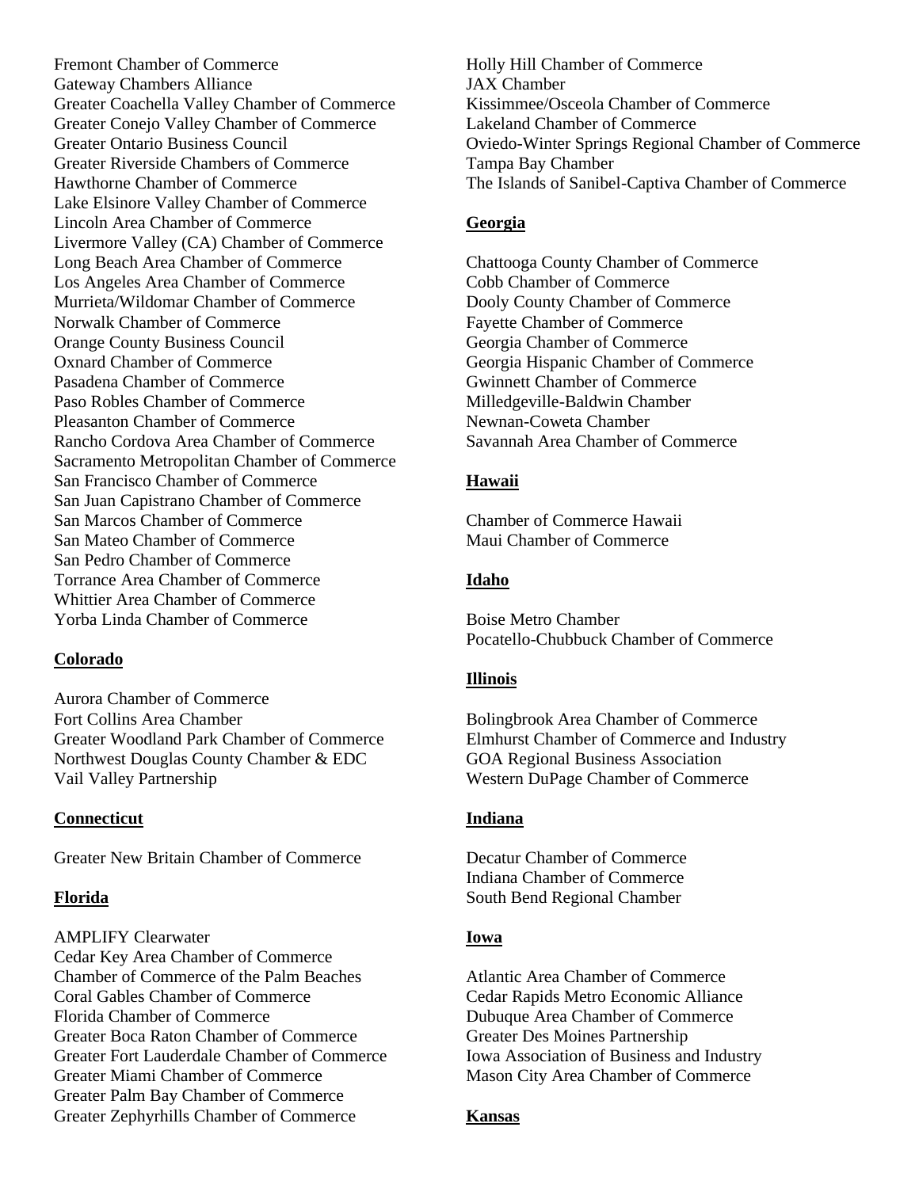Fremont Chamber of Commerce
Gateway Chambers Alliance
Greater Coachella Valley Chamber of Commerce
Greater Conejo Valley Chamber of Commerce
Greater Ontario Business Council
Greater Riverside Chambers of Commerce
Hawthorne Chamber of Commerce
Lake Elsinore Valley Chamber of Commerce
Lincoln Area Chamber of Commerce
Livermore Valley (CA) Chamber of Commerce
Long Beach Area Chamber of Commerce
Los Angeles Area Chamber of Commerce
Murrieta/Wildomar Chamber of Commerce
Norwalk Chamber of Commerce
Orange County Business Council
Oxnard Chamber of Commerce
Pasadena Chamber of Commerce
Paso Robles Chamber of Commerce
Pleasanton Chamber of Commerce
Rancho Cordova Area Chamber of Commerce
Sacramento Metropolitan Chamber of Commerce
San Francisco Chamber of Commerce
San Juan Capistrano Chamber of Commerce
San Marcos Chamber of Commerce
San Mateo Chamber of Commerce
San Pedro Chamber of Commerce
Torrance Area Chamber of Commerce
Whittier Area Chamber of Commerce
Yorba Linda Chamber of Commerce

**Colorado**

Aurora Chamber of Commerce
Fort Collins Area Chamber
Greater Woodland Park Chamber of Commerce
Northwest Douglas County Chamber & EDC
Vail Valley Partnership

**Connecticut**

Greater New Britain Chamber of Commerce

**Florida**

AMPLIFY Clearwater
Cedar Key Area Chamber of Commerce
Chamber of Commerce of the Palm Beaches
Coral Gables Chamber of Commerce
Florida Chamber of Commerce
Greater Boca Raton Chamber of Commerce
Greater Fort Lauderdale Chamber of Commerce
Greater Miami Chamber of Commerce
Greater Palm Bay Chamber of Commerce
Greater Zephyrhills Chamber of Commerce
Holly Hill Chamber of Commerce
JAX Chamber
Kissimmee/Osceola Chamber of Commerce
Lakeland Chamber of Commerce
Oviedo-Winter Springs Regional Chamber of Commerce
Tampa Bay Chamber
The Islands of Sanibel-Captiva Chamber of Commerce

**Georgia**

Chattooga County Chamber of Commerce
Cobb Chamber of Commerce
Dooly County Chamber of Commerce
Fayette Chamber of Commerce
Georgia Chamber of Commerce
Georgia Hispanic Chamber of Commerce
Gwinnett Chamber of Commerce
Milledgeville-Baldwin Chamber
Newnan-Coweta Chamber
Savannah Area Chamber of Commerce

**Hawaii**

Chamber of Commerce Hawaii
Maui Chamber of Commerce

**Idaho**

Boise Metro Chamber
Pocatello-Chubbuck Chamber of Commerce

**Illinois**

Bolingbrook Area Chamber of Commerce
Elmhurst Chamber of Commerce and Industry
GOA Regional Business Association
Western DuPage Chamber of Commerce

**Indiana**

Decatur Chamber of Commerce
Indiana Chamber of Commerce
South Bend Regional Chamber

**Iowa**

Atlantic Area Chamber of Commerce
Cedar Rapids Metro Economic Alliance
Dubuque Area Chamber of Commerce
Greater Des Moines Partnership
Iowa Association of Business and Industry
Mason City Area Chamber of Commerce

**Kansas**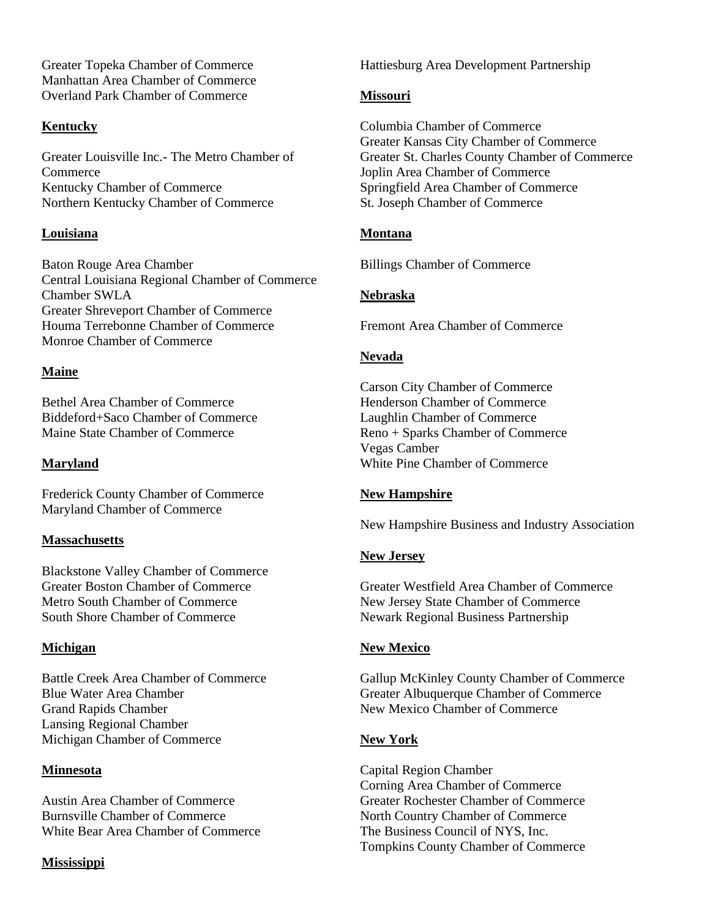Greater Topeka Chamber of Commerce
Manhattan Area Chamber of Commerce
Overland Park Chamber of Commerce

**Kentucky**

Greater Louisville Inc.- The Metro Chamber of Commerce
Kentucky Chamber of Commerce
Northern Kentucky Chamber of Commerce

**Louisiana**

Baton Rouge Area Chamber
Central Louisiana Regional Chamber of Commerce
Chamber SWLA
Greater Shreveport Chamber of Commerce
Houma Terrebonne Chamber of Commerce
Monroe Chamber of Commerce

**Maine**

Bethel Area Chamber of Commerce
Biddeford+Saco Chamber of Commerce
Maine State Chamber of Commerce

**Maryland**

Frederick County Chamber of Commerce
Maryland Chamber of Commerce

**Massachusetts**

Blackstone Valley Chamber of Commerce
Greater Boston Chamber of Commerce
Metro South Chamber of Commerce
South Shore Chamber of Commerce

**Michigan**

Battle Creek Area Chamber of Commerce
Blue Water Area Chamber
Grand Rapids Chamber
Lansing Regional Chamber
Michigan Chamber of Commerce

**Minnesota**

Austin Area Chamber of Commerce
Burnsville Chamber of Commerce
White Bear Area Chamber of Commerce

**Mississippi**

Hattiesburg Area Development Partnership

**Missouri**

Columbia Chamber of Commerce
Greater Kansas City Chamber of Commerce
Greater St. Charles County Chamber of Commerce
Joplin Area Chamber of Commerce
Springfield Area Chamber of Commerce
St. Joseph Chamber of Commerce

**Montana**

Billings Chamber of Commerce

**Nebraska**

Fremont Area Chamber of Commerce

**Nevada**

Carson City Chamber of Commerce
Henderson Chamber of Commerce
Laughlin Chamber of Commerce
Reno + Sparks Chamber of Commerce
Vegas Camber
White Pine Chamber of Commerce

**New Hampshire**

New Hampshire Business and Industry Association

**New Jersey**

Greater Westfield Area Chamber of Commerce
New Jersey State Chamber of Commerce
Newark Regional Business Partnership

**New Mexico**

Gallup McKinley County Chamber of Commerce
Greater Albuquerque Chamber of Commerce
New Mexico Chamber of Commerce

**New York**

Capital Region Chamber
Corning Area Chamber of Commerce
Greater Rochester Chamber of Commerce
North Country Chamber of Commerce
The Business Council of NYS, Inc.
Tompkins County Chamber of Commerce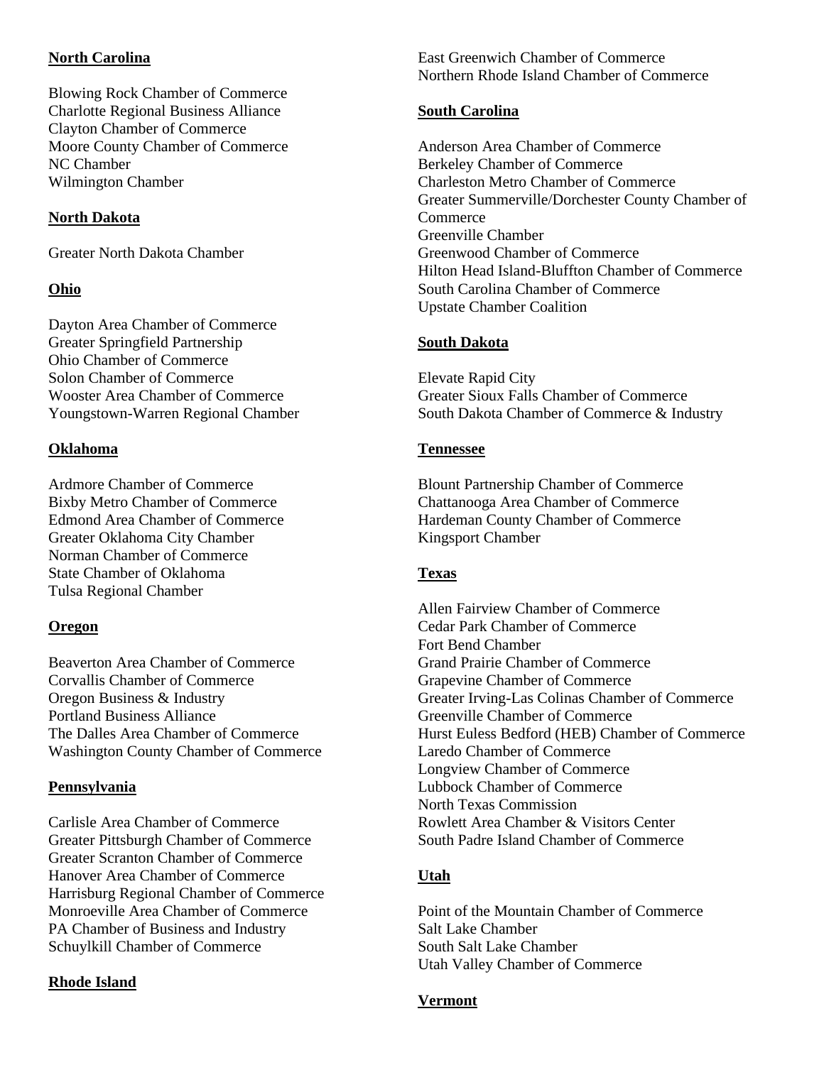**North Carolina**

Blowing Rock Chamber of Commerce
Charlotte Regional Business Alliance
Clayton Chamber of Commerce
Moore County Chamber of Commerce
NC Chamber
Wilmington Chamber

**North Dakota**

Greater North Dakota Chamber

**Ohio**

Dayton Area Chamber of Commerce
Greater Springfield Partnership
Ohio Chamber of Commerce
Solon Chamber of Commerce
Wooster Area Chamber of Commerce
Youngstown-Warren Regional Chamber

**Oklahoma**

Ardmore Chamber of Commerce
Bixby Metro Chamber of Commerce
Edmond Area Chamber of Commerce
Greater Oklahoma City Chamber
Norman Chamber of Commerce
State Chamber of Oklahoma
Tulsa Regional Chamber

**Oregon**

Beaverton Area Chamber of Commerce
Corvallis Chamber of Commerce
Oregon Business & Industry
Portland Business Alliance
The Dalles Area Chamber of Commerce
Washington County Chamber of Commerce

**Pennsylvania**

Carlisle Area Chamber of Commerce
Greater Pittsburgh Chamber of Commerce
Greater Scranton Chamber of Commerce
Hanover Area Chamber of Commerce
Harrisburg Regional Chamber of Commerce
Monroeville Area Chamber of Commerce
PA Chamber of Business and Industry
Schuylkill Chamber of Commerce

**Rhode Island**

East Greenwich Chamber of Commerce
Northern Rhode Island Chamber of Commerce

**South Carolina**

Anderson Area Chamber of Commerce
Berkeley Chamber of Commerce
Charleston Metro Chamber of Commerce
Greater Summerville/Dorchester County Chamber of Commerce
Greenville Chamber
Greenwood Chamber of Commerce
Hilton Head Island-Bluffton Chamber of Commerce
South Carolina Chamber of Commerce
Upstate Chamber Coalition

**South Dakota**

Elevate Rapid City
Greater Sioux Falls Chamber of Commerce
South Dakota Chamber of Commerce & Industry

**Tennessee**

Blount Partnership Chamber of Commerce
Chattanooga Area Chamber of Commerce
Hardeman County Chamber of Commerce
Kingsport Chamber

**Texas**

Allen Fairview Chamber of Commerce
Cedar Park Chamber of Commerce
Fort Bend Chamber
Grand Prairie Chamber of Commerce
Grapevine Chamber of Commerce
Greater Irving-Las Colinas Chamber of Commerce
Greenville Chamber of Commerce
Hurst Euless Bedford (HEB) Chamber of Commerce
Laredo Chamber of Commerce
Longview Chamber of Commerce
Lubbock Chamber of Commerce
North Texas Commission
Rowlett Area Chamber & Visitors Center
South Padre Island Chamber of Commerce

**Utah**

Point of the Mountain Chamber of Commerce
Salt Lake Chamber
South Salt Lake Chamber
Utah Valley Chamber of Commerce

**Vermont**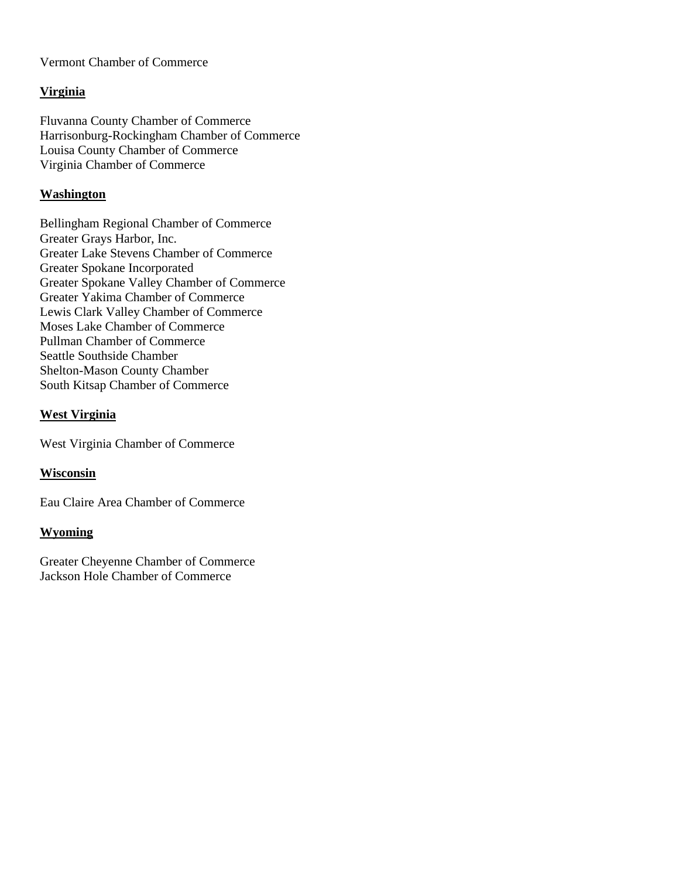Vermont Chamber of Commerce

**Virginia**

Fluvanna County Chamber of Commerce
Harrisonburg-Rockingham Chamber of Commerce
Louisa County Chamber of Commerce
Virginia Chamber of Commerce

**Washington**

Bellingham Regional Chamber of Commerce
Greater Grays Harbor, Inc.
Greater Lake Stevens Chamber of Commerce
Greater Spokane Incorporated
Greater Spokane Valley Chamber of Commerce
Greater Yakima Chamber of Commerce
Lewis Clark Valley Chamber of Commerce
Moses Lake Chamber of Commerce
Pullman Chamber of Commerce
Seattle Southside Chamber
Shelton-Mason County Chamber
South Kitsap Chamber of Commerce

**West Virginia**

West Virginia Chamber of Commerce

**Wisconsin**

Eau Claire Area Chamber of Commerce

**Wyoming**

Greater Cheyenne Chamber of Commerce
Jackson Hole Chamber of Commerce